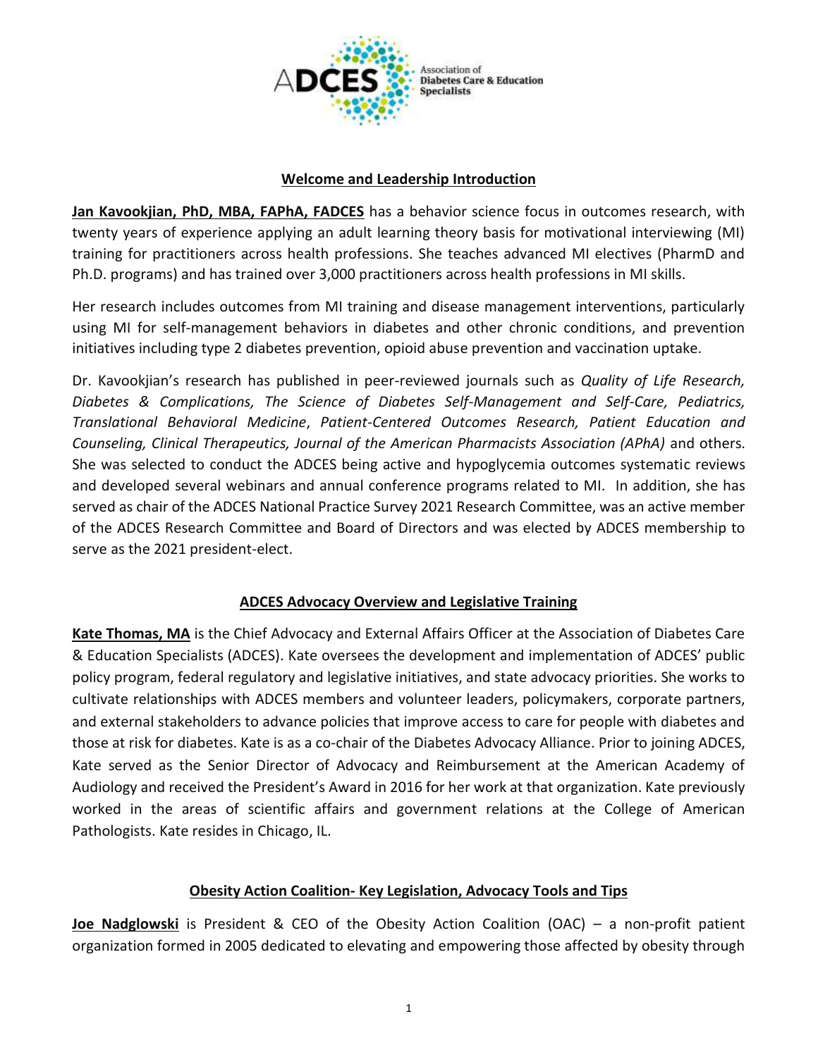Association of Diabetes Care & Education Specialists

## Welcome and Leadership Introduction

**Jan Kavookjian, PhD, MBA, FAPhA, FADCES** has a behavior science focus in outcomes research, with twenty years of experience applying an adult learning theory basis for motivational interviewing (MI) training for practitioners across health professions. She teaches advanced MI electives (PharmD and Ph.D. programs) and has trained over 3,000 practitioners across health professions in MI skills.

Her research includes outcomes from MI training and disease management interventions, particularly using MI for self-management behaviors in diabetes and other chronic conditions, and prevention initiatives including type 2 diabetes prevention, opioid abuse prevention and vaccination uptake.

Dr. Kavookjian's research has published in peer-reviewed journals such as *Quality of Life Research, Diabetes & Complications, The Science of Diabetes Self-Management and Self-Care, Pediatrics, Translational Behavioral Medicine*, *Patient-Centered Outcomes Research, Patient Education and Counseling, Clinical Therapeutics, Journal of the American Pharmacists Association (APhA)* and others. She was selected to conduct the ADCES being active and hypoglycemia outcomes systematic reviews and developed several webinars and annual conference programs related to MI. In addition, she has served as chair of the ADCES National Practice Survey 2021 Research Committee, was an active member of the ADCES Research Committee and Board of Directors and was elected by ADCES membership to serve as the 2021 president-elect.

## ADCES Advocacy Overview and Legislative Training

**Kate Thomas, MA** is the Chief Advocacy and External Affairs Officer at the Association of Diabetes Care & Education Specialists (ADCES). Kate oversees the development and implementation of ADCES' public policy program, federal regulatory and legislative initiatives, and state advocacy priorities. She works to cultivate relationships with ADCES members and volunteer leaders, policymakers, corporate partners, and external stakeholders to advance policies that improve access to care for people with diabetes and those at risk for diabetes. Kate is as a co-chair of the Diabetes Advocacy Alliance. Prior to joining ADCES, Kate served as the Senior Director of Advocacy and Reimbursement at the American Academy of Audiology and received the President's Award in 2016 for her work at that organization. Kate previously worked in the areas of scientific affairs and government relations at the College of American Pathologists. Kate resides in Chicago, IL.

## Obesity Action Coalition- Key Legislation, Advocacy Tools and Tips

**Joe Nadglowski** is President & CEO of the Obesity Action Coalition (OAC) – a non-profit patient organization formed in 2005 dedicated to elevating and empowering those affected by obesity through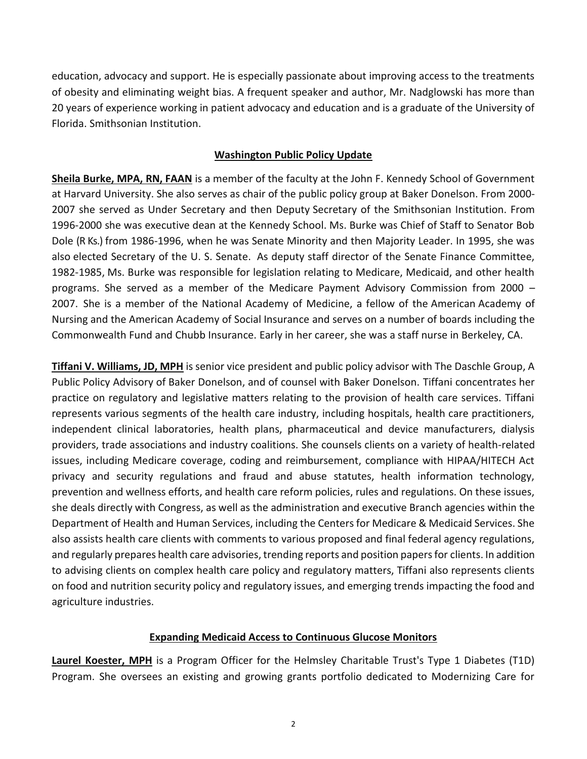education, advocacy and support. He is especially passionate about improving access to the treatments of obesity and eliminating weight bias. A frequent speaker and author, Mr. Nadglowski has more than 20 years of experience working in patient advocacy and education and is a graduate of the University of Florida. Smithsonian Institution.

## Washington Public Policy Update

**Sheila Burke, MPA, RN, FAAN** is a member of the faculty at the John F. Kennedy School of Government at Harvard University. She also serves as chair of the public policy group at Baker Donelson. From 2000-2007 she served as Under Secretary and then Deputy Secretary of the Smithsonian Institution. From 1996-2000 she was executive dean at the Kennedy School. Ms. Burke was Chief of Staff to Senator Bob Dole (R Ks.) from 1986-1996, when he was Senate Minority and then Majority Leader. In 1995, she was also elected Secretary of the U. S. Senate. As deputy staff director of the Senate Finance Committee, 1982-1985, Ms. Burke was responsible for legislation relating to Medicare, Medicaid, and other health programs. She served as a member of the Medicare Payment Advisory Commission from 2000 – 2007. She is a member of the National Academy of Medicine, a fellow of the American Academy of Nursing and the American Academy of Social Insurance and serves on a number of boards including the Commonwealth Fund and Chubb Insurance. Early in her career, she was a staff nurse in Berkeley, CA.

**Tiffani V. Williams, JD, MPH** is senior vice president and public policy advisor with The Daschle Group, A Public Policy Advisory of Baker Donelson, and of counsel with Baker Donelson. Tiffani concentrates her practice on regulatory and legislative matters relating to the provision of health care services. Tiffani represents various segments of the health care industry, including hospitals, health care practitioners, independent clinical laboratories, health plans, pharmaceutical and device manufacturers, dialysis providers, trade associations and industry coalitions. She counsels clients on a variety of health-related issues, including Medicare coverage, coding and reimbursement, compliance with HIPAA/HITECH Act privacy and security regulations and fraud and abuse statutes, health information technology, prevention and wellness efforts, and health care reform policies, rules and regulations. On these issues, she deals directly with Congress, as well as the administration and executive Branch agencies within the Department of Health and Human Services, including the Centers for Medicare & Medicaid Services. She also assists health care clients with comments to various proposed and final federal agency regulations, and regularly prepares health care advisories, trending reports and position papers for clients. In addition to advising clients on complex health care policy and regulatory matters, Tiffani also represents clients on food and nutrition security policy and regulatory issues, and emerging trends impacting the food and agriculture industries.

## Expanding Medicaid Access to Continuous Glucose Monitors

**Laurel Koester, MPH** is a Program Officer for the Helmsley Charitable Trust's Type 1 Diabetes (T1D) Program. She oversees an existing and growing grants portfolio dedicated to Modernizing Care for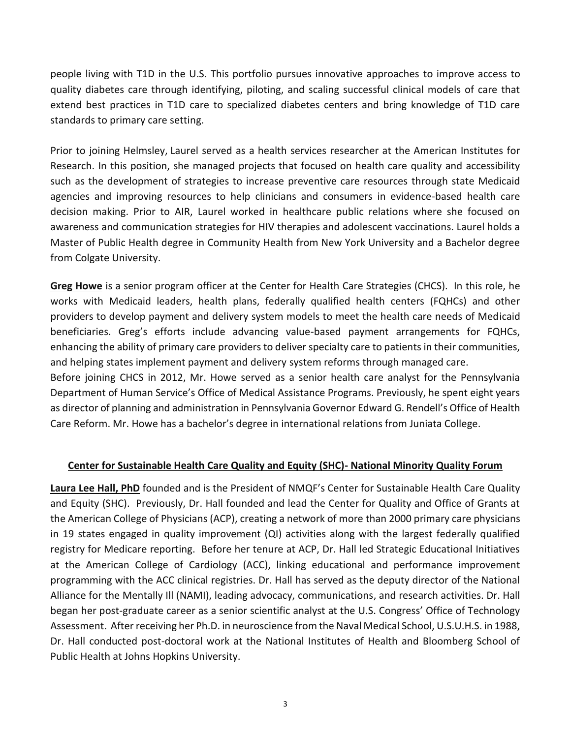people living with T1D in the U.S. This portfolio pursues innovative approaches to improve access to quality diabetes care through identifying, piloting, and scaling successful clinical models of care that extend best practices in T1D care to specialized diabetes centers and bring knowledge of T1D care standards to primary care setting.

Prior to joining Helmsley, Laurel served as a health services researcher at the American Institutes for Research. In this position, she managed projects that focused on health care quality and accessibility such as the development of strategies to increase preventive care resources through state Medicaid agencies and improving resources to help clinicians and consumers in evidence-based health care decision making. Prior to AIR, Laurel worked in healthcare public relations where she focused on awareness and communication strategies for HIV therapies and adolescent vaccinations. Laurel holds a Master of Public Health degree in Community Health from New York University and a Bachelor degree from Colgate University.

**Greg Howe** is a senior program officer at the Center for Health Care Strategies (CHCS). In this role, he works with Medicaid leaders, health plans, federally qualified health centers (FQHCs) and other providers to develop payment and delivery system models to meet the health care needs of Medicaid beneficiaries. Greg's efforts include advancing value-based payment arrangements for FQHCs, enhancing the ability of primary care providers to deliver specialty care to patients in their communities, and helping states implement payment and delivery system reforms through managed care.

Before joining CHCS in 2012, Mr. Howe served as a senior health care analyst for the Pennsylvania Department of Human Service's Office of Medical Assistance Programs. Previously, he spent eight years as director of planning and administration in Pennsylvania Governor Edward G. Rendell's Office of Health Care Reform. Mr. Howe has a bachelor's degree in international relations from Juniata College.

## Center for Sustainable Health Care Quality and Equity (SHC)- National Minority Quality Forum

**Laura Lee Hall, PhD** founded and is the President of NMQF's Center for Sustainable Health Care Quality and Equity (SHC). Previously, Dr. Hall founded and lead the Center for Quality and Office of Grants at the American College of Physicians (ACP), creating a network of more than 2000 primary care physicians in 19 states engaged in quality improvement (QI) activities along with the largest federally qualified registry for Medicare reporting. Before her tenure at ACP, Dr. Hall led Strategic Educational Initiatives at the American College of Cardiology (ACC), linking educational and performance improvement programming with the ACC clinical registries. Dr. Hall has served as the deputy director of the National Alliance for the Mentally Ill (NAMI), leading advocacy, communications, and research activities. Dr. Hall began her post-graduate career as a senior scientific analyst at the U.S. Congress' Office of Technology Assessment. After receiving her Ph.D. in neuroscience from the Naval Medical School, U.S.U.H.S. in 1988, Dr. Hall conducted post-doctoral work at the National Institutes of Health and Bloomberg School of Public Health at Johns Hopkins University.